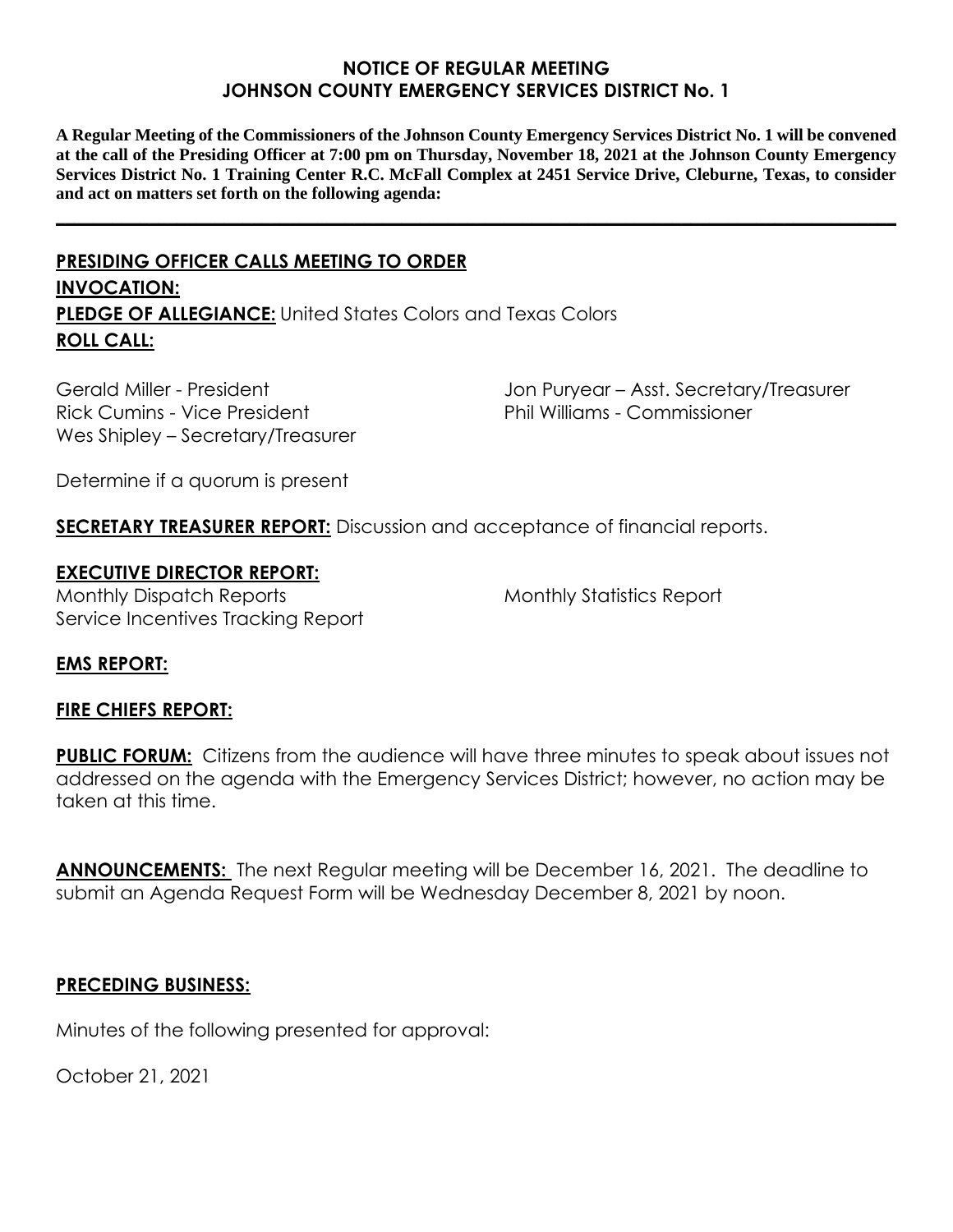# NOTICE OF REGULAR MEETING
## JOHNSON COUNTY EMERGENCY SERVICES DISTRICT No. 1

**A Regular Meeting of the Commissioners of the Johnson County Emergency Services District No. 1 will be convened at the call of the Presiding Officer at 7:00 pm on Thursday, November 18, 2021 at the Johnson County Emergency Services District No. 1 Training Center R.C. McFall Complex at 2451 Service Drive, Cleburne, Texas, to consider and act on matters set forth on the following agenda:**

---

**PRESIDING OFFICER CALLS MEETING TO ORDER**

**INVOCATION:**

**PLEDGE OF ALLEGIANCE:** United States Colors and Texas Colors

**ROLL CALL:**

Gerald Miller - President
Rick Cumins - Vice President
Wes Shipley – Secretary/Treasurer
Jon Puryear – Asst. Secretary/Treasurer
Phil Williams - Commissioner

Determine if a quorum is present

**SECRETARY TREASURER REPORT:** Discussion and acceptance of financial reports.

**EXECUTIVE DIRECTOR REPORT:**

Monthly Dispatch Reports
Service Incentives Tracking Report
Monthly Statistics Report

**EMS REPORT:**

**FIRE CHIEFS REPORT:**

**PUBLIC FORUM:** Citizens from the audience will have three minutes to speak about issues not addressed on the agenda with the Emergency Services District; however, no action may be taken at this time.

**ANNOUNCEMENTS:** The next Regular meeting will be December 16, 2021. The deadline to submit an Agenda Request Form will be Wednesday December 8, 2021 by noon.

**PRECEDING BUSINESS:**

Minutes of the following presented for approval:

October 21, 2021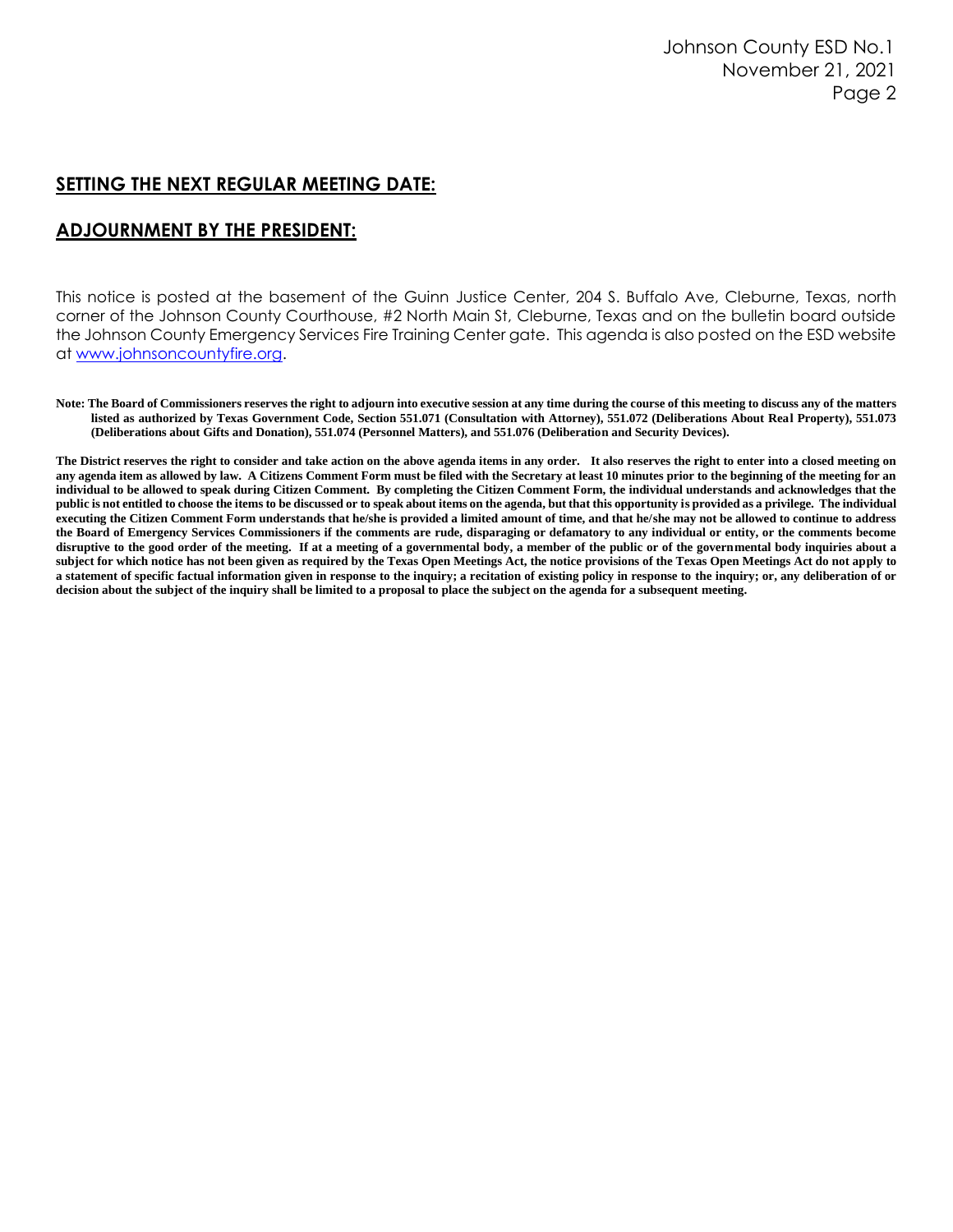## SETTING THE NEXT REGULAR MEETING DATE:

## ADJOURNMENT BY THE PRESIDENT:

This notice is posted at the basement of the Guinn Justice Center, 204 S. Buffalo Ave, Cleburne, Texas, north corner of the Johnson County Courthouse, #2 North Main St, Cleburne, Texas and on the bulletin board outside the Johnson County Emergency Services Fire Training Center gate. This agenda is also posted on the ESD website at www.johnsoncountyfire.org.

**Note: The Board of Commissioners reserves the right to adjourn into executive session at any time during the course of this meeting to discuss any of the matters listed as authorized by Texas Government Code, Section 551.071 (Consultation with Attorney), 551.072 (Deliberations About Real Property), 551.073 (Deliberations about Gifts and Donation), 551.074 (Personnel Matters), and 551.076 (Deliberation and Security Devices).**

**The District reserves the right to consider and take action on the above agenda items in any order. It also reserves the right to enter into a closed meeting on any agenda item as allowed by law. A Citizens Comment Form must be filed with the Secretary at least 10 minutes prior to the beginning of the meeting for an individual to be allowed to speak during Citizen Comment. By completing the Citizen Comment Form, the individual understands and acknowledges that the public is not entitled to choose the items to be discussed or to speak about items on the agenda, but that this opportunity is provided as a privilege. The individual executing the Citizen Comment Form understands that he/she is provided a limited amount of time, and that he/she may not be allowed to continue to address the Board of Emergency Services Commissioners if the comments are rude, disparaging or defamatory to any individual or entity, or the comments become disruptive to the good order of the meeting. If at a meeting of a governmental body, a member of the public or of the governmental body inquiries about a subject for which notice has not been given as required by the Texas Open Meetings Act, the notice provisions of the Texas Open Meetings Act do not apply to a statement of specific factual information given in response to the inquiry; a recitation of existing policy in response to the inquiry; or, any deliberation of or decision about the subject of the inquiry shall be limited to a proposal to place the subject on the agenda for a subsequent meeting.**